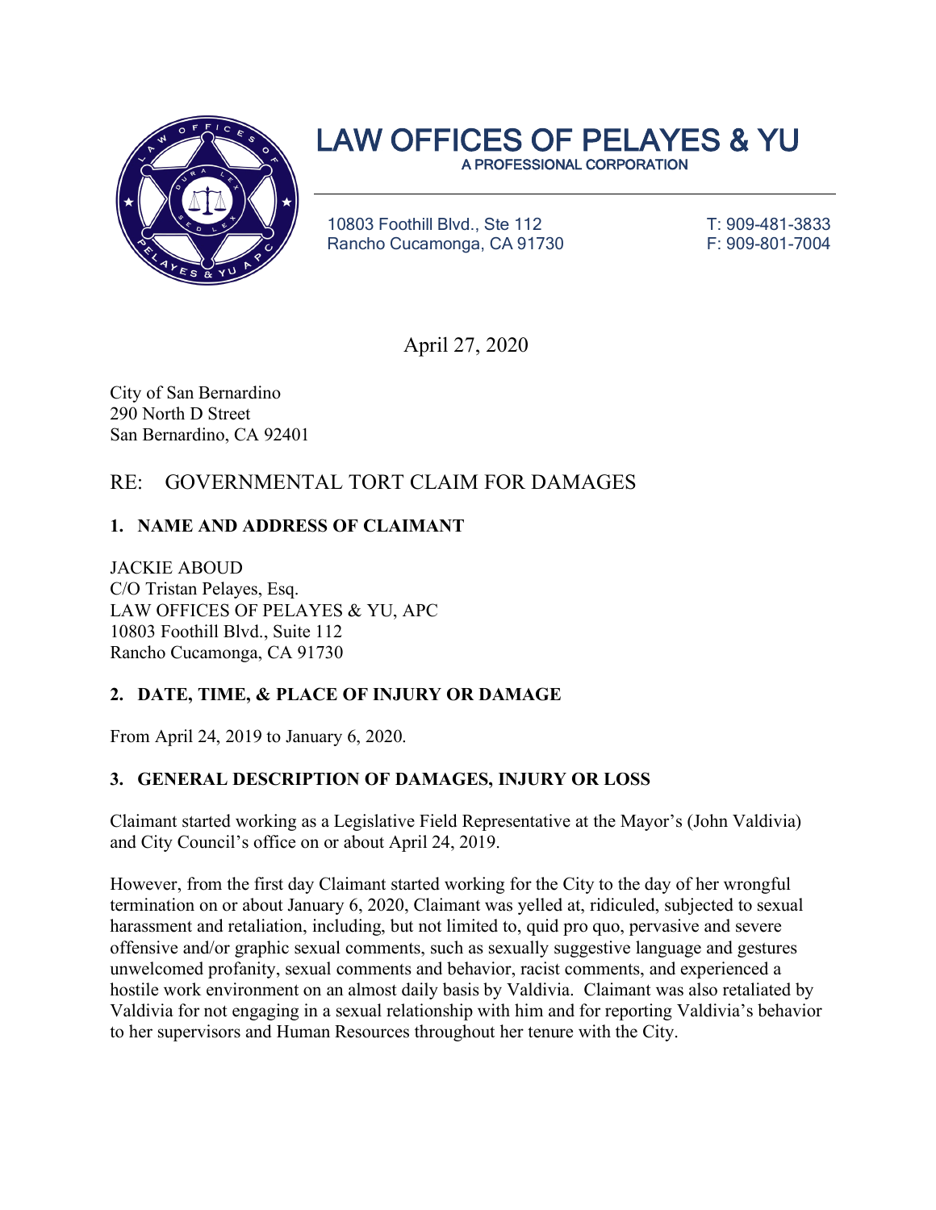# LAW OFFICES OF PELAYES & YU

A PROFESSIONAL CORPORATION

10803 Foothill Blvd., Ste 112
Rancho Cucamonga, CA 91730

T: 909-481-3833
F: 909-801-7004

April 27, 2020

City of San Bernardino
290 North D Street
San Bernardino, CA 92401

RE: GOVERNMENTAL TORT CLAIM FOR DAMAGES

**1. NAME AND ADDRESS OF CLAIMANT**

JACKIE ABOUD
C/O Tristan Pelayes, Esq.
LAW OFFICES OF PELAYES & YU, APC
10803 Foothill Blvd., Suite 112
Rancho Cucamonga, CA 91730

**2. DATE, TIME, & PLACE OF INJURY OR DAMAGE**

From April 24, 2019 to January 6, 2020.

**3. GENERAL DESCRIPTION OF DAMAGES, INJURY OR LOSS**

Claimant started working as a Legislative Field Representative at the Mayor's (John Valdivia) and City Council's office on or about April 24, 2019.

However, from the first day Claimant started working for the City to the day of her wrongful termination on or about January 6, 2020, Claimant was yelled at, ridiculed, subjected to sexual harassment and retaliation, including, but not limited to, quid pro quo, pervasive and severe offensive and/or graphic sexual comments, such as sexually suggestive language and gestures unwelcomed profanity, sexual comments and behavior, racist comments, and experienced a hostile work environment on an almost daily basis by Valdivia. Claimant was also retaliated by Valdivia for not engaging in a sexual relationship with him and for reporting Valdivia's behavior to her supervisors and Human Resources throughout her tenure with the City.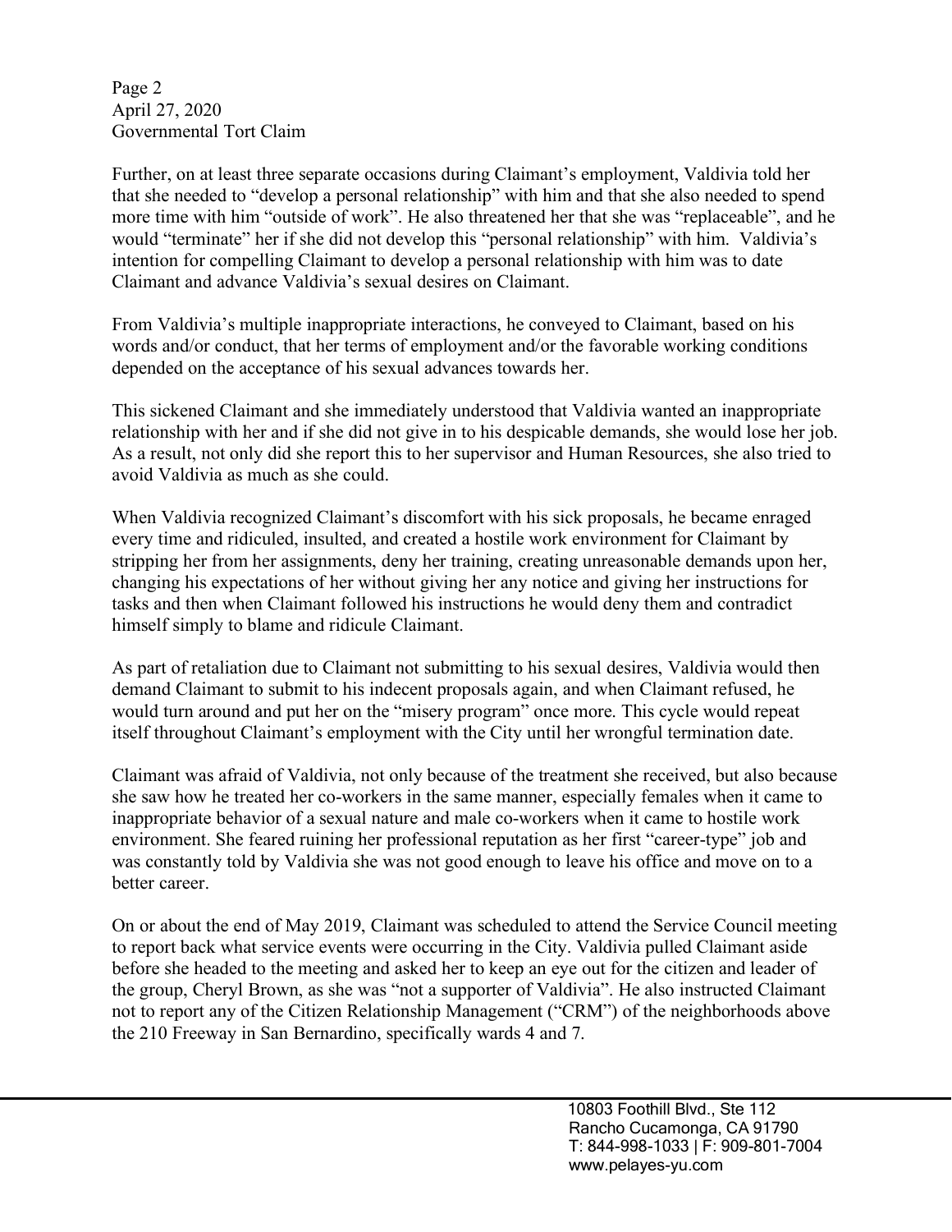Further, on at least three separate occasions during Claimant's employment, Valdivia told her that she needed to "develop a personal relationship" with him and that she also needed to spend more time with him "outside of work". He also threatened her that she was "replaceable", and he would "terminate" her if she did not develop this "personal relationship" with him. Valdivia's intention for compelling Claimant to develop a personal relationship with him was to date Claimant and advance Valdivia's sexual desires on Claimant.

From Valdivia's multiple inappropriate interactions, he conveyed to Claimant, based on his words and/or conduct, that her terms of employment and/or the favorable working conditions depended on the acceptance of his sexual advances towards her.

This sickened Claimant and she immediately understood that Valdivia wanted an inappropriate relationship with her and if she did not give in to his despicable demands, she would lose her job. As a result, not only did she report this to her supervisor and Human Resources, she also tried to avoid Valdivia as much as she could.

When Valdivia recognized Claimant's discomfort with his sick proposals, he became enraged every time and ridiculed, insulted, and created a hostile work environment for Claimant by stripping her from her assignments, deny her training, creating unreasonable demands upon her, changing his expectations of her without giving her any notice and giving her instructions for tasks and then when Claimant followed his instructions he would deny them and contradict himself simply to blame and ridicule Claimant.

As part of retaliation due to Claimant not submitting to his sexual desires, Valdivia would then demand Claimant to submit to his indecent proposals again, and when Claimant refused, he would turn around and put her on the "misery program" once more. This cycle would repeat itself throughout Claimant's employment with the City until her wrongful termination date.

Claimant was afraid of Valdivia, not only because of the treatment she received, but also because she saw how he treated her co-workers in the same manner, especially females when it came to inappropriate behavior of a sexual nature and male co-workers when it came to hostile work environment. She feared ruining her professional reputation as her first "career-type" job and was constantly told by Valdivia she was not good enough to leave his office and move on to a better career.

On or about the end of May 2019, Claimant was scheduled to attend the Service Council meeting to report back what service events were occurring in the City. Valdivia pulled Claimant aside before she headed to the meeting and asked her to keep an eye out for the citizen and leader of the group, Cheryl Brown, as she was "not a supporter of Valdivia". He also instructed Claimant not to report any of the Citizen Relationship Management ("CRM") of the neighborhoods above the 210 Freeway in San Bernardino, specifically wards 4 and 7.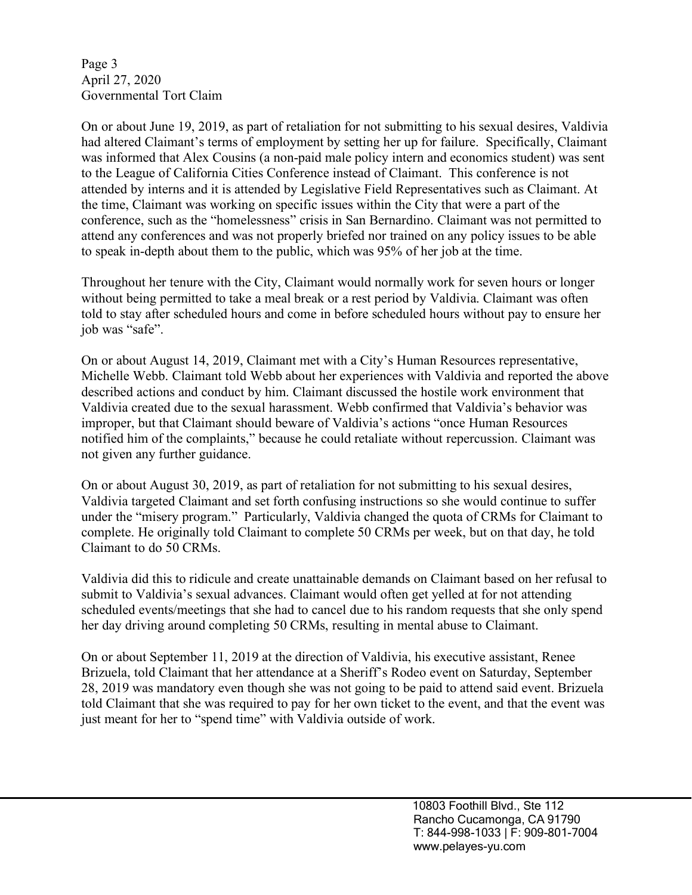On or about June 19, 2019, as part of retaliation for not submitting to his sexual desires, Valdivia had altered Claimant's terms of employment by setting her up for failure. Specifically, Claimant was informed that Alex Cousins (a non-paid male policy intern and economics student) was sent to the League of California Cities Conference instead of Claimant. This conference is not attended by interns and it is attended by Legislative Field Representatives such as Claimant. At the time, Claimant was working on specific issues within the City that were a part of the conference, such as the "homelessness" crisis in San Bernardino. Claimant was not permitted to attend any conferences and was not properly briefed nor trained on any policy issues to be able to speak in-depth about them to the public, which was 95% of her job at the time.

Throughout her tenure with the City, Claimant would normally work for seven hours or longer without being permitted to take a meal break or a rest period by Valdivia. Claimant was often told to stay after scheduled hours and come in before scheduled hours without pay to ensure her job was "safe".

On or about August 14, 2019, Claimant met with a City's Human Resources representative, Michelle Webb. Claimant told Webb about her experiences with Valdivia and reported the above described actions and conduct by him. Claimant discussed the hostile work environment that Valdivia created due to the sexual harassment. Webb confirmed that Valdivia's behavior was improper, but that Claimant should beware of Valdivia's actions "once Human Resources notified him of the complaints," because he could retaliate without repercussion. Claimant was not given any further guidance.

On or about August 30, 2019, as part of retaliation for not submitting to his sexual desires, Valdivia targeted Claimant and set forth confusing instructions so she would continue to suffer under the "misery program." Particularly, Valdivia changed the quota of CRMs for Claimant to complete. He originally told Claimant to complete 50 CRMs per week, but on that day, he told Claimant to do 50 CRMs.

Valdivia did this to ridicule and create unattainable demands on Claimant based on her refusal to submit to Valdivia's sexual advances. Claimant would often get yelled at for not attending scheduled events/meetings that she had to cancel due to his random requests that she only spend her day driving around completing 50 CRMs, resulting in mental abuse to Claimant.

On or about September 11, 2019 at the direction of Valdivia, his executive assistant, Renee Brizuela, told Claimant that her attendance at a Sheriff's Rodeo event on Saturday, September 28, 2019 was mandatory even though she was not going to be paid to attend said event. Brizuela told Claimant that she was required to pay for her own ticket to the event, and that the event was just meant for her to "spend time" with Valdivia outside of work.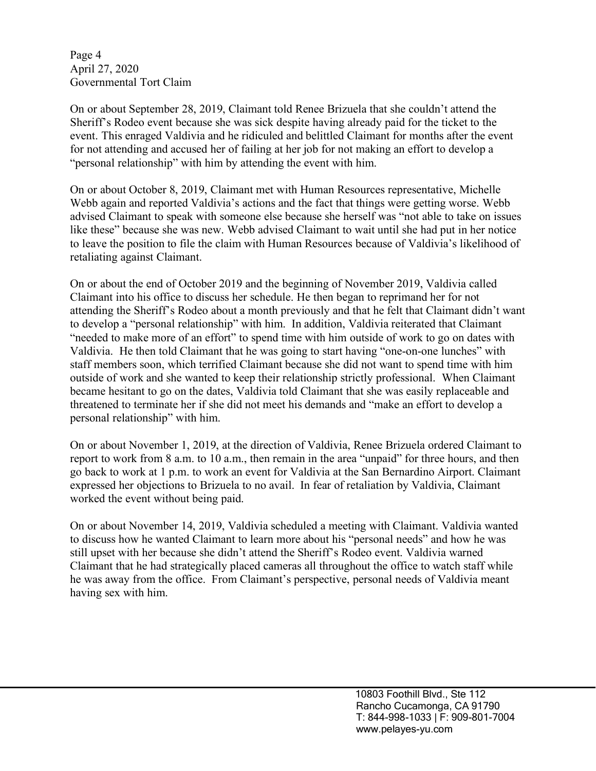On or about September 28, 2019, Claimant told Renee Brizuela that she couldn't attend the Sheriff's Rodeo event because she was sick despite having already paid for the ticket to the event. This enraged Valdivia and he ridiculed and belittled Claimant for months after the event for not attending and accused her of failing at her job for not making an effort to develop a "personal relationship" with him by attending the event with him.

On or about October 8, 2019, Claimant met with Human Resources representative, Michelle Webb again and reported Valdivia's actions and the fact that things were getting worse. Webb advised Claimant to speak with someone else because she herself was "not able to take on issues like these" because she was new. Webb advised Claimant to wait until she had put in her notice to leave the position to file the claim with Human Resources because of Valdivia's likelihood of retaliating against Claimant.

On or about the end of October 2019 and the beginning of November 2019, Valdivia called Claimant into his office to discuss her schedule. He then began to reprimand her for not attending the Sheriff's Rodeo about a month previously and that he felt that Claimant didn't want to develop a "personal relationship" with him. In addition, Valdivia reiterated that Claimant "needed to make more of an effort" to spend time with him outside of work to go on dates with Valdivia. He then told Claimant that he was going to start having "one-on-one lunches" with staff members soon, which terrified Claimant because she did not want to spend time with him outside of work and she wanted to keep their relationship strictly professional. When Claimant became hesitant to go on the dates, Valdivia told Claimant that she was easily replaceable and threatened to terminate her if she did not meet his demands and "make an effort to develop a personal relationship" with him.

On or about November 1, 2019, at the direction of Valdivia, Renee Brizuela ordered Claimant to report to work from 8 a.m. to 10 a.m., then remain in the area "unpaid" for three hours, and then go back to work at 1 p.m. to work an event for Valdivia at the San Bernardino Airport. Claimant expressed her objections to Brizuela to no avail. In fear of retaliation by Valdivia, Claimant worked the event without being paid.

On or about November 14, 2019, Valdivia scheduled a meeting with Claimant. Valdivia wanted to discuss how he wanted Claimant to learn more about his "personal needs" and how he was still upset with her because she didn't attend the Sheriff's Rodeo event. Valdivia warned Claimant that he had strategically placed cameras all throughout the office to watch staff while he was away from the office. From Claimant's perspective, personal needs of Valdivia meant having sex with him.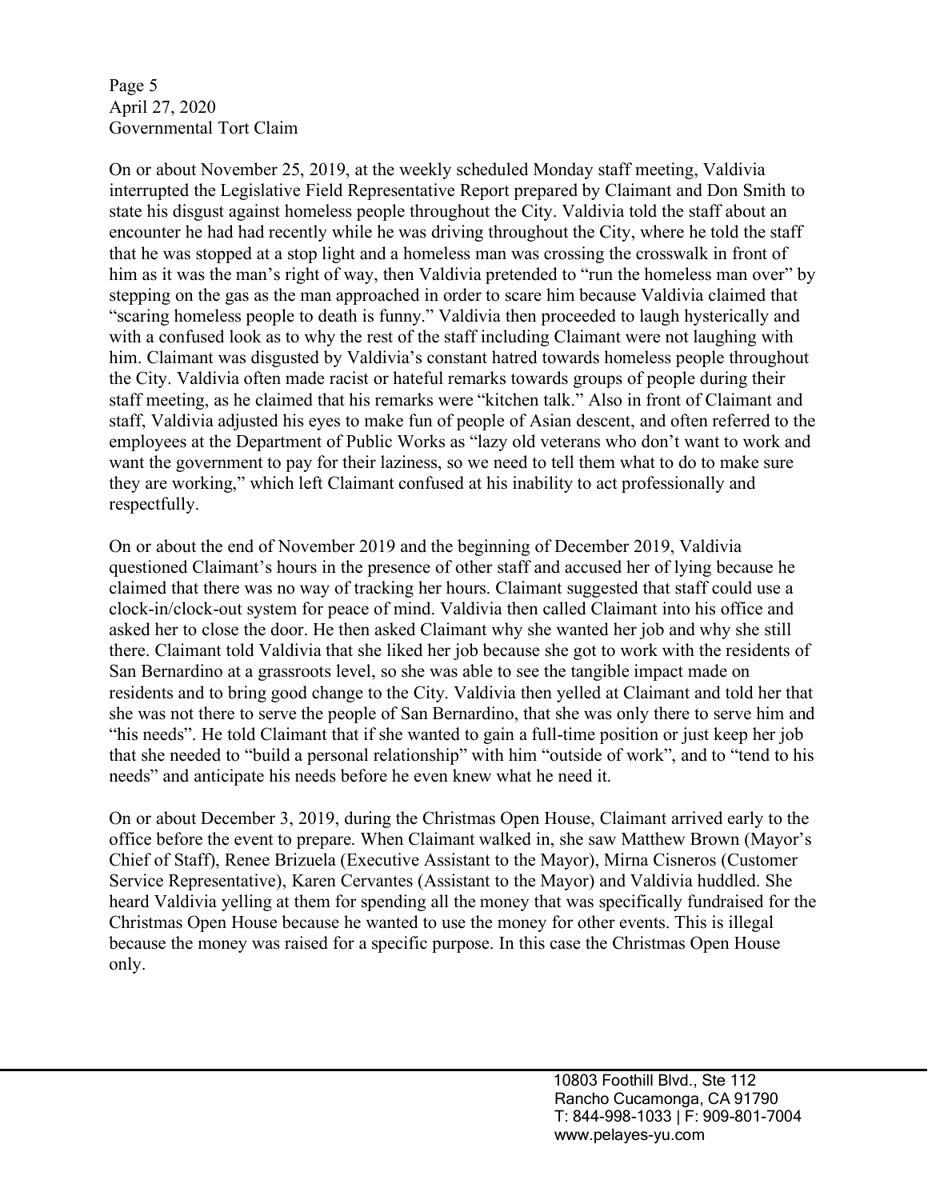On or about November 25, 2019, at the weekly scheduled Monday staff meeting, Valdivia interrupted the Legislative Field Representative Report prepared by Claimant and Don Smith to state his disgust against homeless people throughout the City. Valdivia told the staff about an encounter he had had recently while he was driving throughout the City, where he told the staff that he was stopped at a stop light and a homeless man was crossing the crosswalk in front of him as it was the man's right of way, then Valdivia pretended to "run the homeless man over" by stepping on the gas as the man approached in order to scare him because Valdivia claimed that "scaring homeless people to death is funny." Valdivia then proceeded to laugh hysterically and with a confused look as to why the rest of the staff including Claimant were not laughing with him. Claimant was disgusted by Valdivia's constant hatred towards homeless people throughout the City. Valdivia often made racist or hateful remarks towards groups of people during their staff meeting, as he claimed that his remarks were "kitchen talk." Also in front of Claimant and staff, Valdivia adjusted his eyes to make fun of people of Asian descent, and often referred to the employees at the Department of Public Works as "lazy old veterans who don't want to work and want the government to pay for their laziness, so we need to tell them what to do to make sure they are working," which left Claimant confused at his inability to act professionally and respectfully.

On or about the end of November 2019 and the beginning of December 2019, Valdivia questioned Claimant's hours in the presence of other staff and accused her of lying because he claimed that there was no way of tracking her hours. Claimant suggested that staff could use a clock-in/clock-out system for peace of mind. Valdivia then called Claimant into his office and asked her to close the door. He then asked Claimant why she wanted her job and why she still there. Claimant told Valdivia that she liked her job because she got to work with the residents of San Bernardino at a grassroots level, so she was able to see the tangible impact made on residents and to bring good change to the City. Valdivia then yelled at Claimant and told her that she was not there to serve the people of San Bernardino, that she was only there to serve him and "his needs". He told Claimant that if she wanted to gain a full-time position or just keep her job that she needed to "build a personal relationship" with him "outside of work", and to "tend to his needs" and anticipate his needs before he even knew what he need it.

On or about December 3, 2019, during the Christmas Open House, Claimant arrived early to the office before the event to prepare. When Claimant walked in, she saw Matthew Brown (Mayor's Chief of Staff), Renee Brizuela (Executive Assistant to the Mayor), Mirna Cisneros (Customer Service Representative), Karen Cervantes (Assistant to the Mayor) and Valdivia huddled. She heard Valdivia yelling at them for spending all the money that was specifically fundraised for the Christmas Open House because he wanted to use the money for other events. This is illegal because the money was raised for a specific purpose. In this case the Christmas Open House only.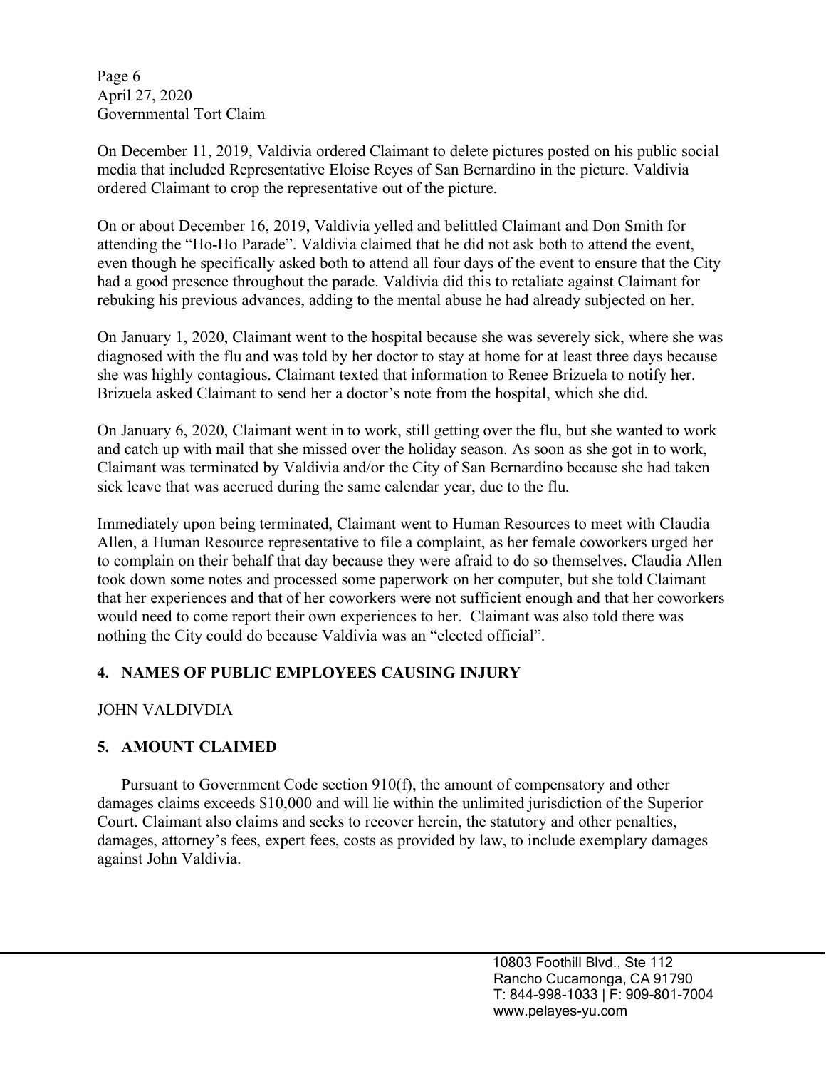On December 11, 2019, Valdivia ordered Claimant to delete pictures posted on his public social media that included Representative Eloise Reyes of San Bernardino in the picture. Valdivia ordered Claimant to crop the representative out of the picture.

On or about December 16, 2019, Valdivia yelled and belittled Claimant and Don Smith for attending the "Ho-Ho Parade". Valdivia claimed that he did not ask both to attend the event, even though he specifically asked both to attend all four days of the event to ensure that the City had a good presence throughout the parade. Valdivia did this to retaliate against Claimant for rebuking his previous advances, adding to the mental abuse he had already subjected on her.

On January 1, 2020, Claimant went to the hospital because she was severely sick, where she was diagnosed with the flu and was told by her doctor to stay at home for at least three days because she was highly contagious. Claimant texted that information to Renee Brizuela to notify her. Brizuela asked Claimant to send her a doctor's note from the hospital, which she did.

On January 6, 2020, Claimant went in to work, still getting over the flu, but she wanted to work and catch up with mail that she missed over the holiday season. As soon as she got in to work, Claimant was terminated by Valdivia and/or the City of San Bernardino because she had taken sick leave that was accrued during the same calendar year, due to the flu.

Immediately upon being terminated, Claimant went to Human Resources to meet with Claudia Allen, a Human Resource representative to file a complaint, as her female coworkers urged her to complain on their behalf that day because they were afraid to do so themselves. Claudia Allen took down some notes and processed some paperwork on her computer, but she told Claimant that her experiences and that of her coworkers were not sufficient enough and that her coworkers would need to come report their own experiences to her. Claimant was also told there was nothing the City could do because Valdivia was an "elected official".

## 4. NAMES OF PUBLIC EMPLOYEES CAUSING INJURY

JOHN VALDIVDIA

## 5. AMOUNT CLAIMED

Pursuant to Government Code section 910(f), the amount of compensatory and other damages claims exceeds $10,000 and will lie within the unlimited jurisdiction of the Superior Court. Claimant also claims and seeks to recover herein, the statutory and other penalties, damages, attorney's fees, expert fees, costs as provided by law, to include exemplary damages against John Valdivia.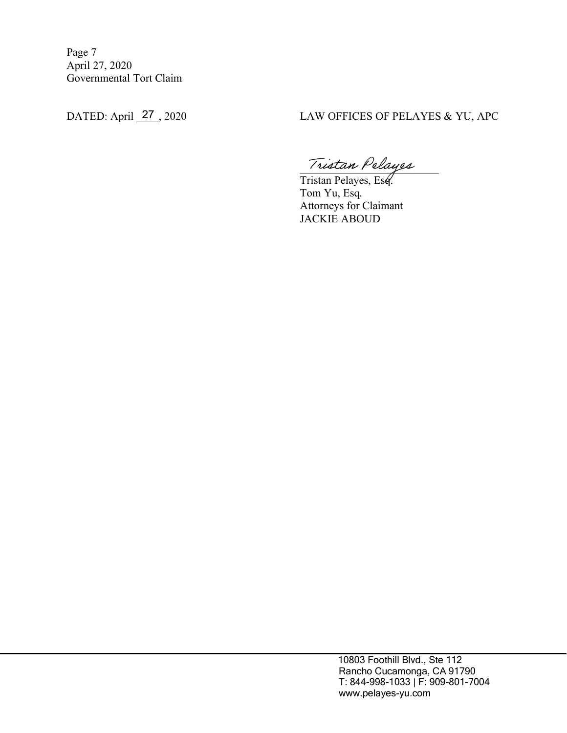DATED: April 27, 2020

LAW OFFICES OF PELAYES & YU, APC

Tristan Pelayes

Tristan Pelayes, Esq.
Tom Yu, Esq.
Attorneys for Claimant
JACKIE ABOUD

10803 Foothill Blvd., Ste 112
Rancho Cucamonga, CA 91790
T: 844-998-1033 | F: 909-801-7004
www.pelayes-yu.com